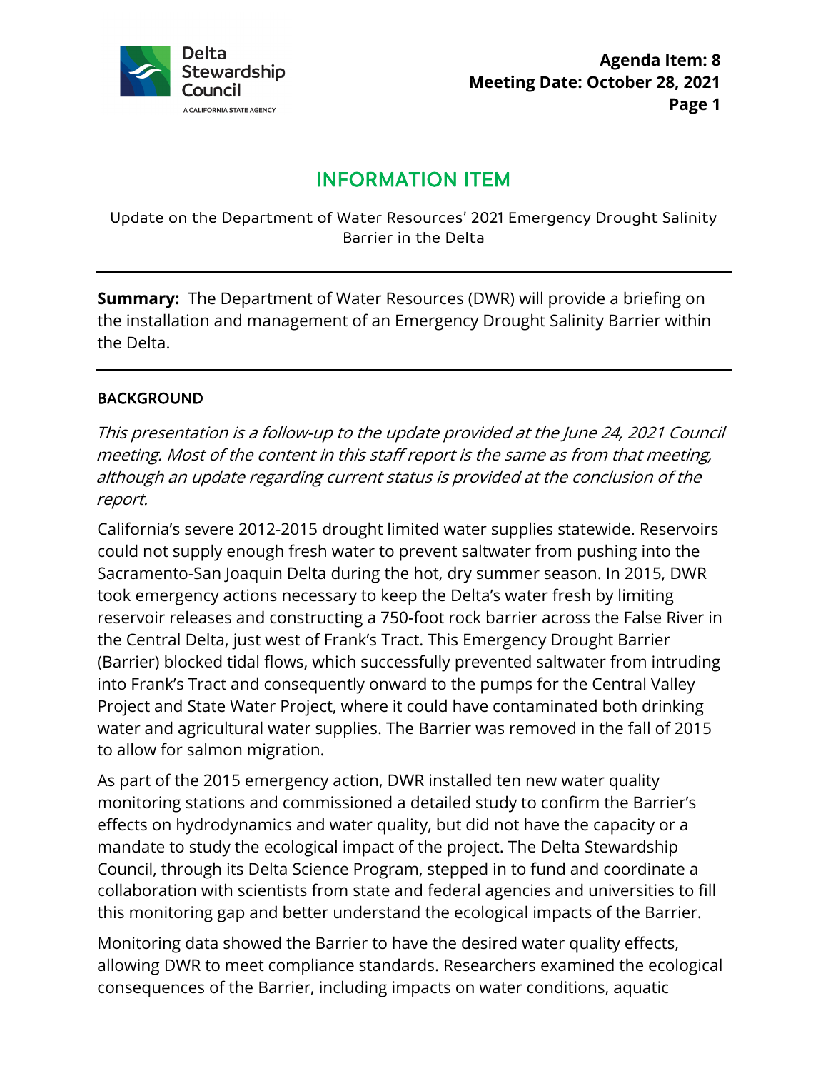# INFORMATION ITEM

Update on the Department of Water Resources' 2021 Emergency Drought Salinity Barrier in the Delta

---

**Summary:** The Department of Water Resources (DWR) will provide a briefing on the installation and management of an Emergency Drought Salinity Barrier within the Delta.

---

## BACKGROUND

*This presentation is a follow-up to the update provided at the June 24, 2021 Council meeting. Most of the content in this staff report is the same as from that meeting, although an update regarding current status is provided at the conclusion of the report.*

California's severe 2012-2015 drought limited water supplies statewide. Reservoirs could not supply enough fresh water to prevent saltwater from pushing into the Sacramento-San Joaquin Delta during the hot, dry summer season. In 2015, DWR took emergency actions necessary to keep the Delta's water fresh by limiting reservoir releases and constructing a 750-foot rock barrier across the False River in the Central Delta, just west of Frank's Tract. This Emergency Drought Barrier (Barrier) blocked tidal flows, which successfully prevented saltwater from intruding into Frank's Tract and consequently onward to the pumps for the Central Valley Project and State Water Project, where it could have contaminated both drinking water and agricultural water supplies. The Barrier was removed in the fall of 2015 to allow for salmon migration.

As part of the 2015 emergency action, DWR installed ten new water quality monitoring stations and commissioned a detailed study to confirm the Barrier's effects on hydrodynamics and water quality, but did not have the capacity or a mandate to study the ecological impact of the project. The Delta Stewardship Council, through its Delta Science Program, stepped in to fund and coordinate a collaboration with scientists from state and federal agencies and universities to fill this monitoring gap and better understand the ecological impacts of the Barrier.

Monitoring data showed the Barrier to have the desired water quality effects, allowing DWR to meet compliance standards. Researchers examined the ecological consequences of the Barrier, including impacts on water conditions, aquatic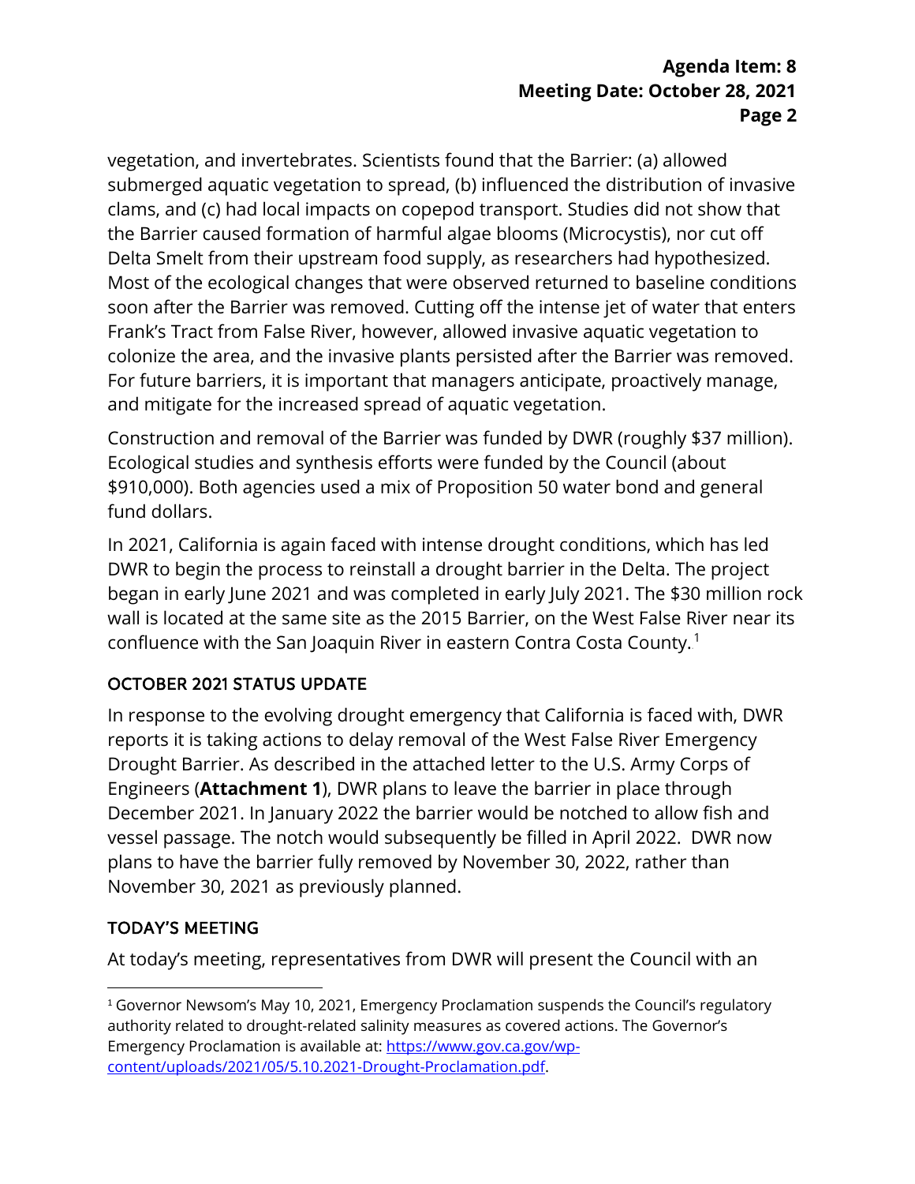vegetation, and invertebrates. Scientists found that the Barrier: (a) allowed submerged aquatic vegetation to spread, (b) influenced the distribution of invasive clams, and (c) had local impacts on copepod transport. Studies did not show that the Barrier caused formation of harmful algae blooms (Microcystis), nor cut off Delta Smelt from their upstream food supply, as researchers had hypothesized. Most of the ecological changes that were observed returned to baseline conditions soon after the Barrier was removed. Cutting off the intense jet of water that enters Frank's Tract from False River, however, allowed invasive aquatic vegetation to colonize the area, and the invasive plants persisted after the Barrier was removed. For future barriers, it is important that managers anticipate, proactively manage, and mitigate for the increased spread of aquatic vegetation.

Construction and removal of the Barrier was funded by DWR (roughly $37 million). Ecological studies and synthesis efforts were funded by the Council (about $910,000). Both agencies used a mix of Proposition 50 water bond and general fund dollars.

In 2021, California is again faced with intense drought conditions, which has led DWR to begin the process to reinstall a drought barrier in the Delta. The project began in early June 2021 and was completed in early July 2021. The $30 million rock wall is located at the same site as the 2015 Barrier, on the West False River near its confluence with the San Joaquin River in eastern Contra Costa County.[1]

## OCTOBER 2021 STATUS UPDATE

In response to the evolving drought emergency that California is faced with, DWR reports it is taking actions to delay removal of the West False River Emergency Drought Barrier. As described in the attached letter to the U.S. Army Corps of Engineers (**Attachment 1**), DWR plans to leave the barrier in place through December 2021. In January 2022 the barrier would be notched to allow fish and vessel passage. The notch would subsequently be filled in April 2022. DWR now plans to have the barrier fully removed by November 30, 2022, rather than November 30, 2021 as previously planned.

## TODAY'S MEETING

At today's meeting, representatives from DWR will present the Council with an

[1] Governor Newsom's May 10, 2021, Emergency Proclamation suspends the Council's regulatory authority related to drought-related salinity measures as covered actions. The Governor's Emergency Proclamation is available at: [https://www.gov.ca.gov/wp-content/uploads/2021/05/5.10.2021-Drought-Proclamation.pdf](https://www.gov.ca.gov/wp-content/uploads/2021/05/5.10.2021-Drought-Proclamation.pdf).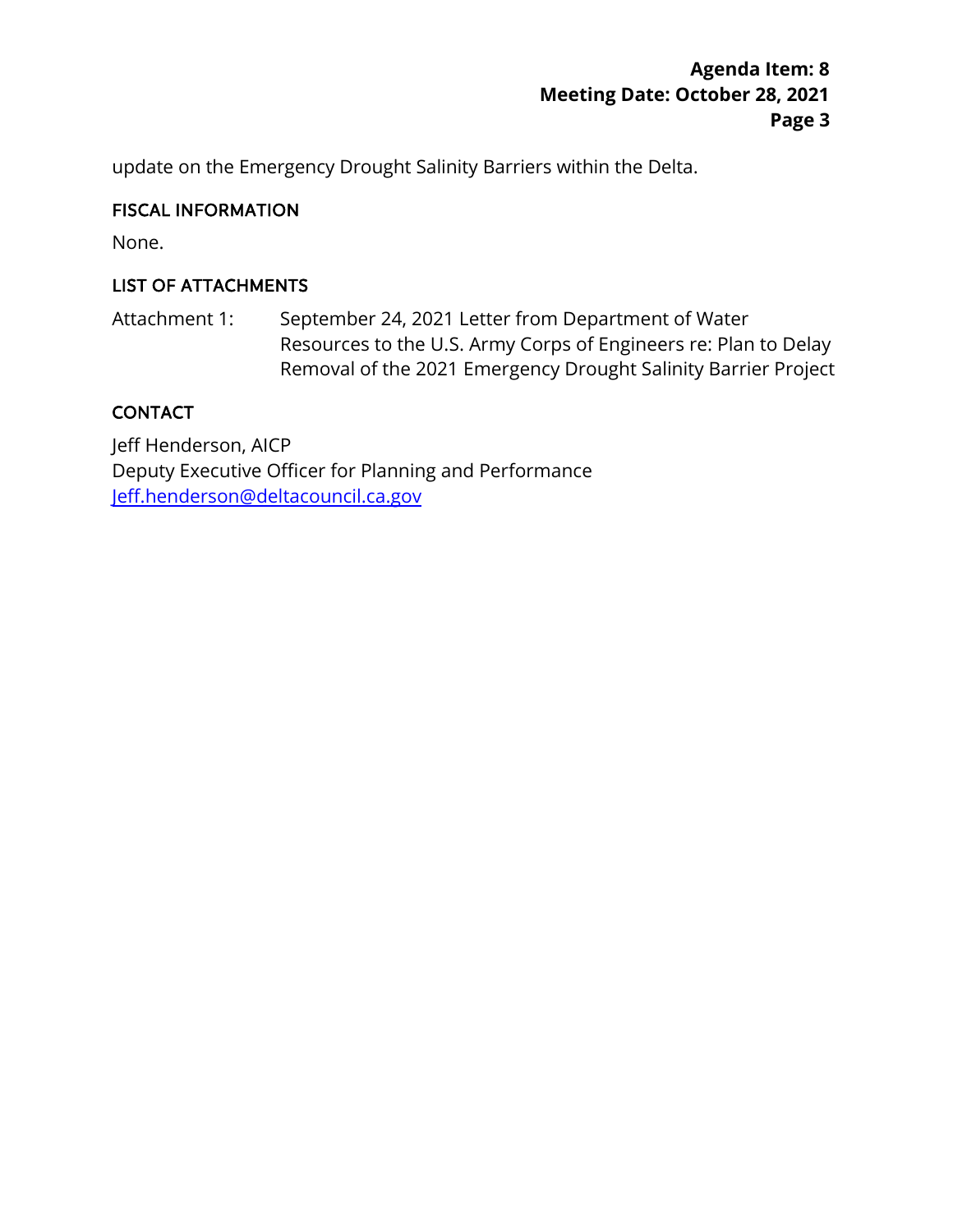update on the Emergency Drought Salinity Barriers within the Delta.

## FISCAL INFORMATION

None.

## LIST OF ATTACHMENTS

Attachment 1: September 24, 2021 Letter from Department of Water Resources to the U.S. Army Corps of Engineers re: Plan to Delay Removal of the 2021 Emergency Drought Salinity Barrier Project

## CONTACT

Jeff Henderson, AICP
Deputy Executive Officer for Planning and Performance
[Jeff.henderson@deltacouncil.ca.gov](mailto:Jeff.henderson@deltacouncil.ca.gov)